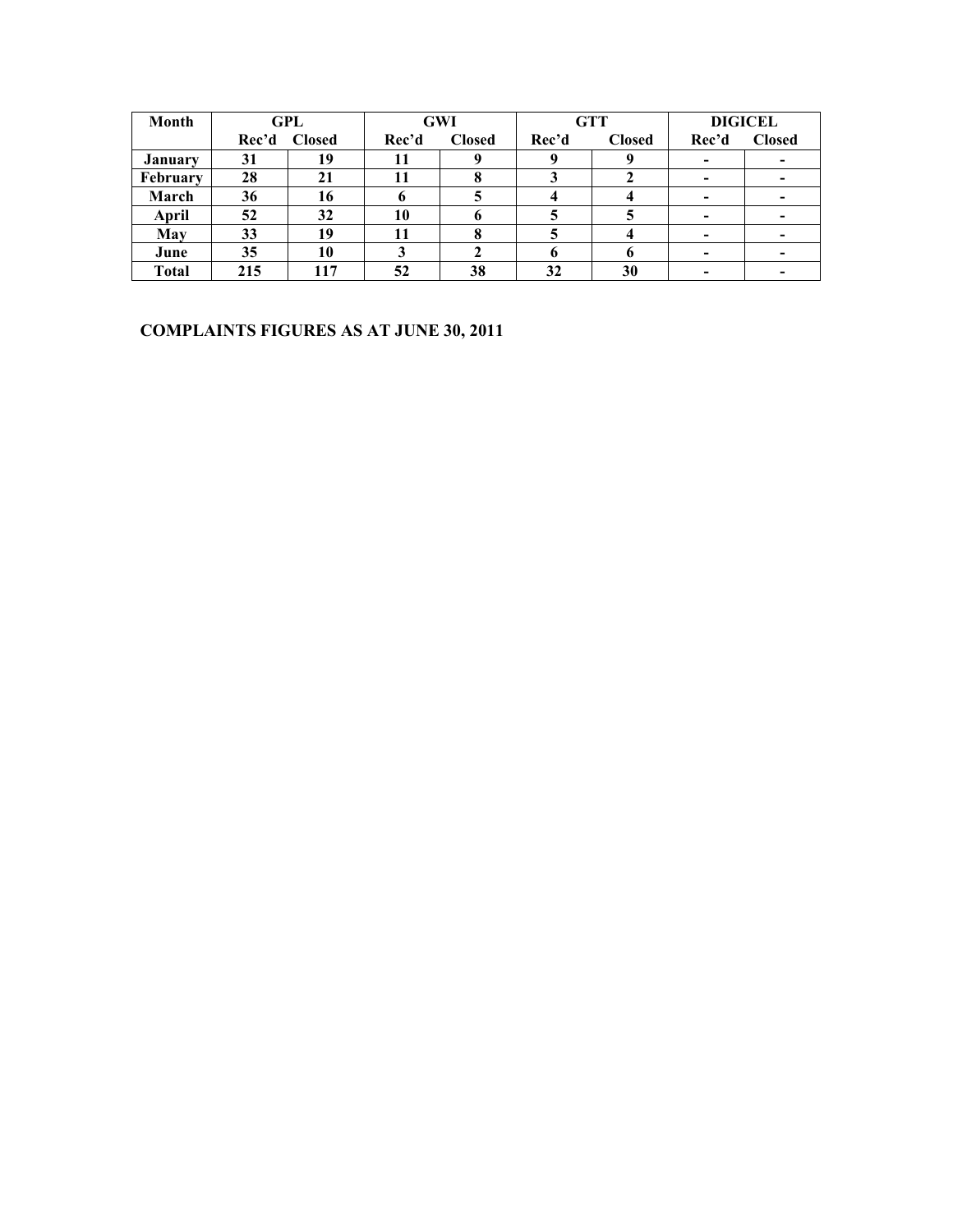| Month | GPL | | GWI | | GTT | | DIGICEL | |
|---|---|---|---|---|---|---|---|---|
| | Rec'd | Closed | Rec'd | Closed | Rec'd | Closed | Rec'd | Closed |
| **January** | **31** | **19** | **11** | **9** | **9** | **9** | **-** | **-** |
| **February** | **28** | **21** | **11** | **8** | **3** | **2** | **-** | **-** |
| **March** | **36** | **16** | **6** | **5** | **4** | **4** | **-** | **-** |
| **April** | **52** | **32** | **10** | **6** | **5** | **5** | **-** | **-** |
| **May** | **33** | **19** | **11** | **8** | **5** | **4** | **-** | **-** |
| **June** | **35** | **10** | **3** | **2** | **6** | **6** | **-** | **-** |
| **Total** | **215** | **117** | **52** | **38** | **32** | **30** | **-** | **-** |

**COMPLAINTS FIGURES AS AT JUNE 30, 2011**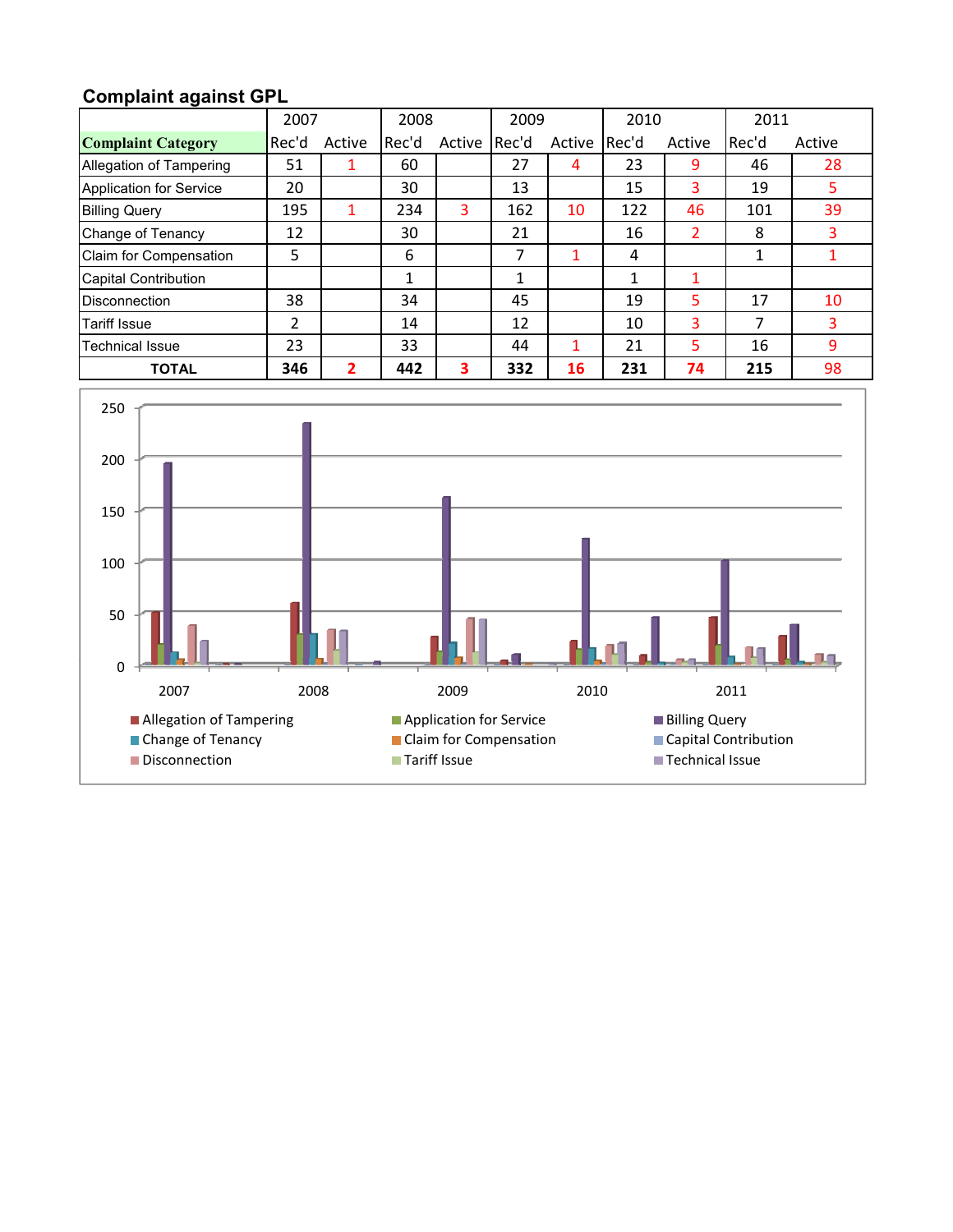## Complaint against GPL

| Complaint Category | 2007 | | 2008 | | 2009 | | 2010 | | 2011 | |
|---|---|---|---|---|---|---|---|---|---|---|
| | Rec'd | Active | Rec'd | Active | Rec'd | Active | Rec'd | Active | Rec'd | Active |
| Allegation of Tampering | 51 | 1 | 60 | | 27 | 4 | 23 | 9 | 46 | 28 |
| Application for Service | 20 | | 30 | | 13 | | 15 | 3 | 19 | 5 |
| Billing Query | 195 | 1 | 234 | 3 | 162 | 10 | 122 | 46 | 101 | 39 |
| Change of Tenancy | 12 | | 30 | | 21 | | 16 | 2 | 8 | 3 |
| Claim for Compensation | 5 | | 6 | | 7 | 1 | 4 | | 1 | 1 |
| Capital Contribution | | | 1 | | 1 | | 1 | 1 | | |
| Disconnection | 38 | | 34 | | 45 | | 19 | 5 | 17 | 10 |
| Tariff Issue | 2 | | 14 | | 12 | | 10 | 3 | 7 | 3 |
| Technical Issue | 23 | | 33 | | 44 | 1 | 21 | 5 | 16 | 9 |
| **TOTAL** | **346** | **2** | **442** | **3** | **332** | **16** | **231** | **74** | **215** | 98 |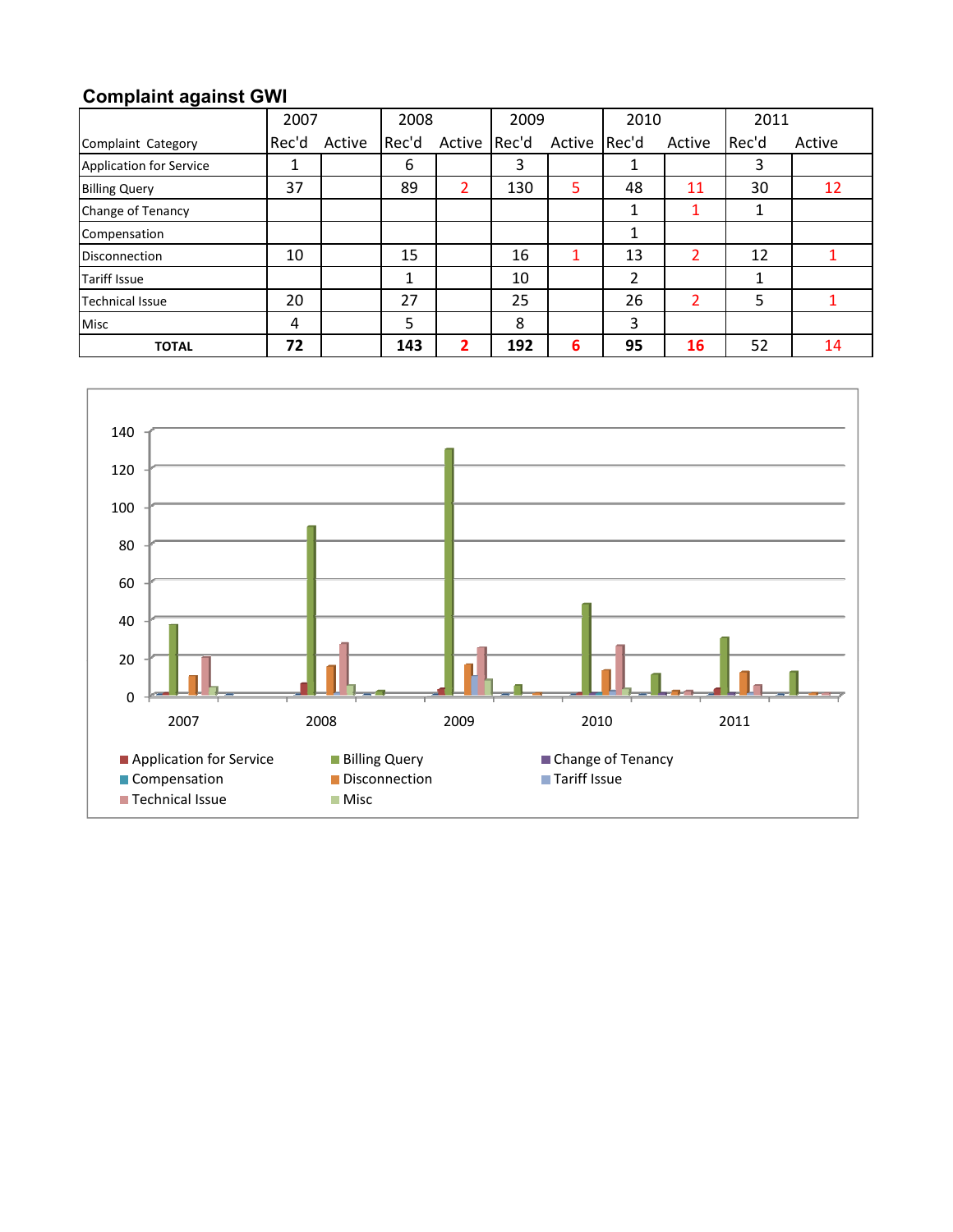## Complaint against GWI

| Complaint Category | 2007 | | 2008 | | 2009 | | 2010 | | 2011 | |
|---|---|---|---|---|---|---|---|---|---|---|
| | Rec'd | Active | Rec'd | Active | Rec'd | Active | Rec'd | Active | Rec'd | Active |
| Application for Service | 1 | | 6 | | 3 | | 1 | | 3 | |
| Billing Query | 37 | | 89 | 2 | 130 | 5 | 48 | 11 | 30 | 12 |
| Change of Tenancy | | | | | | | 1 | 1 | 1 | |
| Compensation | | | | | | | 1 | | | |
| Disconnection | 10 | | 15 | | 16 | 1 | 13 | 2 | 12 | 1 |
| Tariff Issue | | | 1 | | 10 | | 2 | | 1 | |
| Technical Issue | 20 | | 27 | | 25 | | 26 | 2 | 5 | 1 |
| Misc | 4 | | 5 | | 8 | | 3 | | | |
| **TOTAL** | **72** | | **143** | **2** | **192** | **6** | **95** | **16** | 52 | 14 |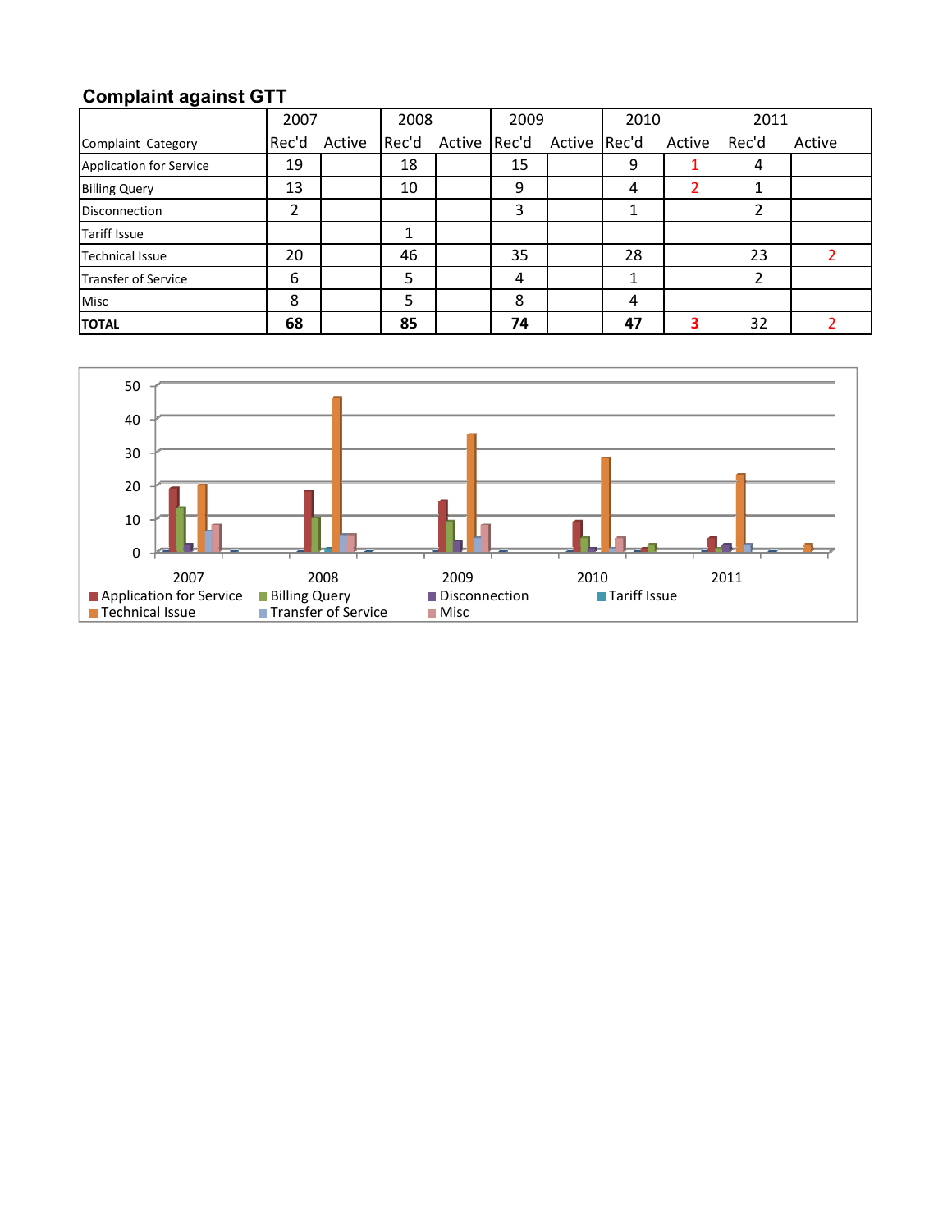## Complaint against GTT

| Complaint Category | 2007 | | 2008 | | 2009 | | 2010 | | 2011 | |
|---|---|---|---|---|---|---|---|---|---|---|
| | Rec'd | Active | Rec'd | Active | Rec'd | Active | Rec'd | Active | Rec'd | Active |
| Application for Service | 19 | | 18 | | 15 | | 9 | 1 | 4 | |
| Billing Query | 13 | | 10 | | 9 | | 4 | 2 | 1 | |
| Disconnection | 2 | | | | 3 | | 1 | | 2 | |
| Tariff Issue | | | 1 | | | | | | | |
| Technical Issue | 20 | | 46 | | 35 | | 28 | | 23 | 2 |
| Transfer of Service | 6 | | 5 | | 4 | | 1 | | 2 | |
| Misc | 8 | | 5 | | 8 | | 4 | | | |
| **TOTAL** | **68** | | **85** | | **74** | | **47** | **3** | 32 | 2 |

Chart legend: Application for Service, Billing Query, Disconnection, Tariff Issue, Technical Issue, Transfer of Service, Misc

Chart axis: 0, 10, 20, 30, 40, 50; 2007, 2008, 2009, 2010, 2011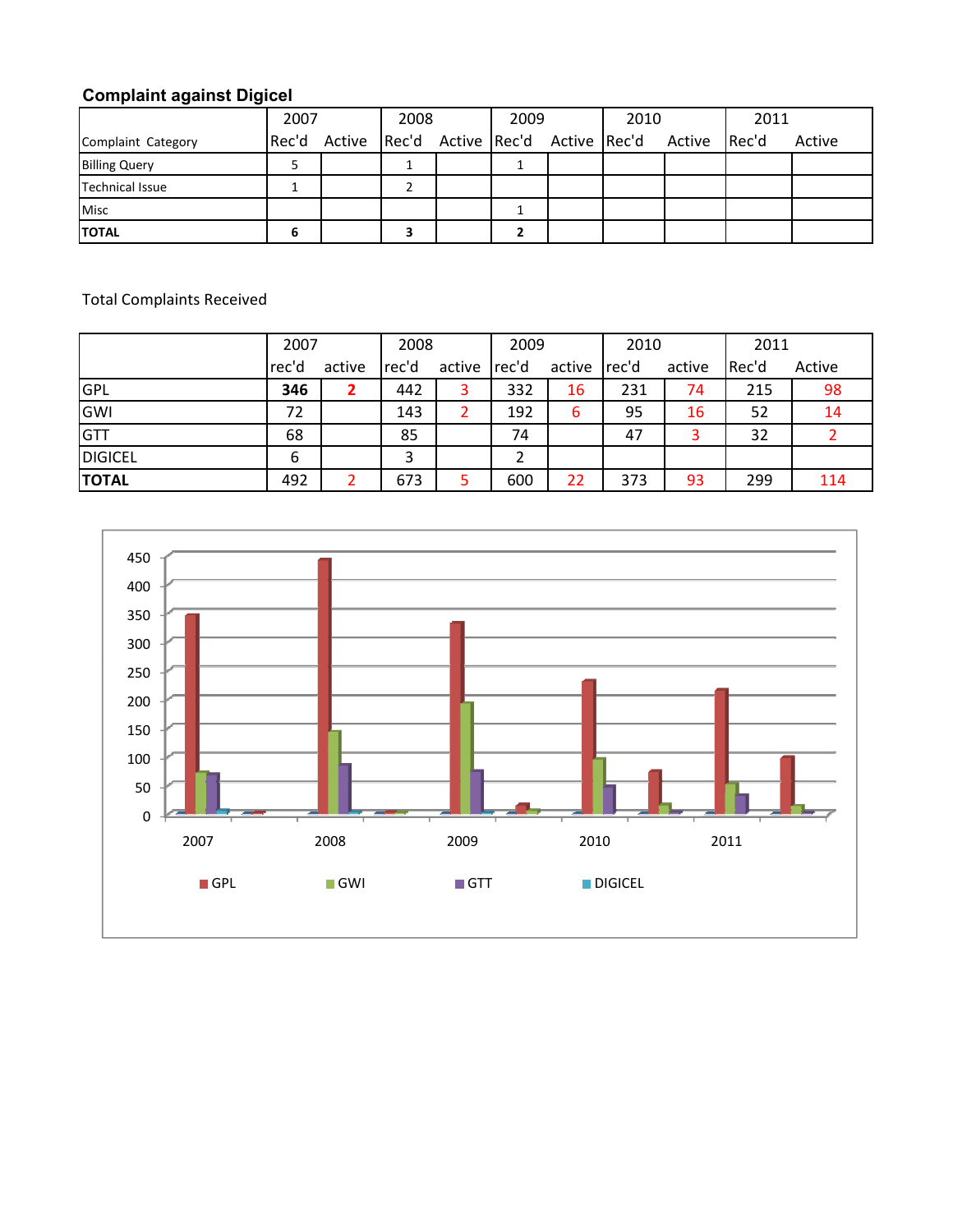**Complaint against Digicel**

| Complaint Category | 2007 Rec'd | 2007 Active | 2008 Rec'd | 2008 Active | 2009 Rec'd | 2009 Active | 2010 Rec'd | 2010 Active | 2011 Rec'd | 2011 Active |
|---|---|---|---|---|---|---|---|---|---|---|
| Billing Query | 5 | | 1 | | 1 | | | | | |
| Technical Issue | 1 | | 2 | | | | | | | |
| Misc | | | | | 1 | | | | | |
| **TOTAL** | **6** | | **3** | | **2** | | | | | |

Total Complaints Received

| | 2007 rec'd | 2007 active | 2008 rec'd | 2008 active | 2009 rec'd | 2009 active | 2010 rec'd | 2010 active | 2011 Rec'd | 2011 Active |
|---|---|---|---|---|---|---|---|---|---|---|
| GPL | **346** | **2** | 442 | 3 | 332 | 16 | 231 | 74 | 215 | 98 |
| GWI | 72 | | 143 | 2 | 192 | 6 | 95 | 16 | 52 | 14 |
| GTT | 68 | | 85 | | 74 | | 47 | 3 | 32 | 2 |
| DIGICEL | 6 | | 3 | | 2 | | | | | |
| **TOTAL** | 492 | 2 | 673 | 5 | 600 | 22 | 373 | 93 | 299 | 114 |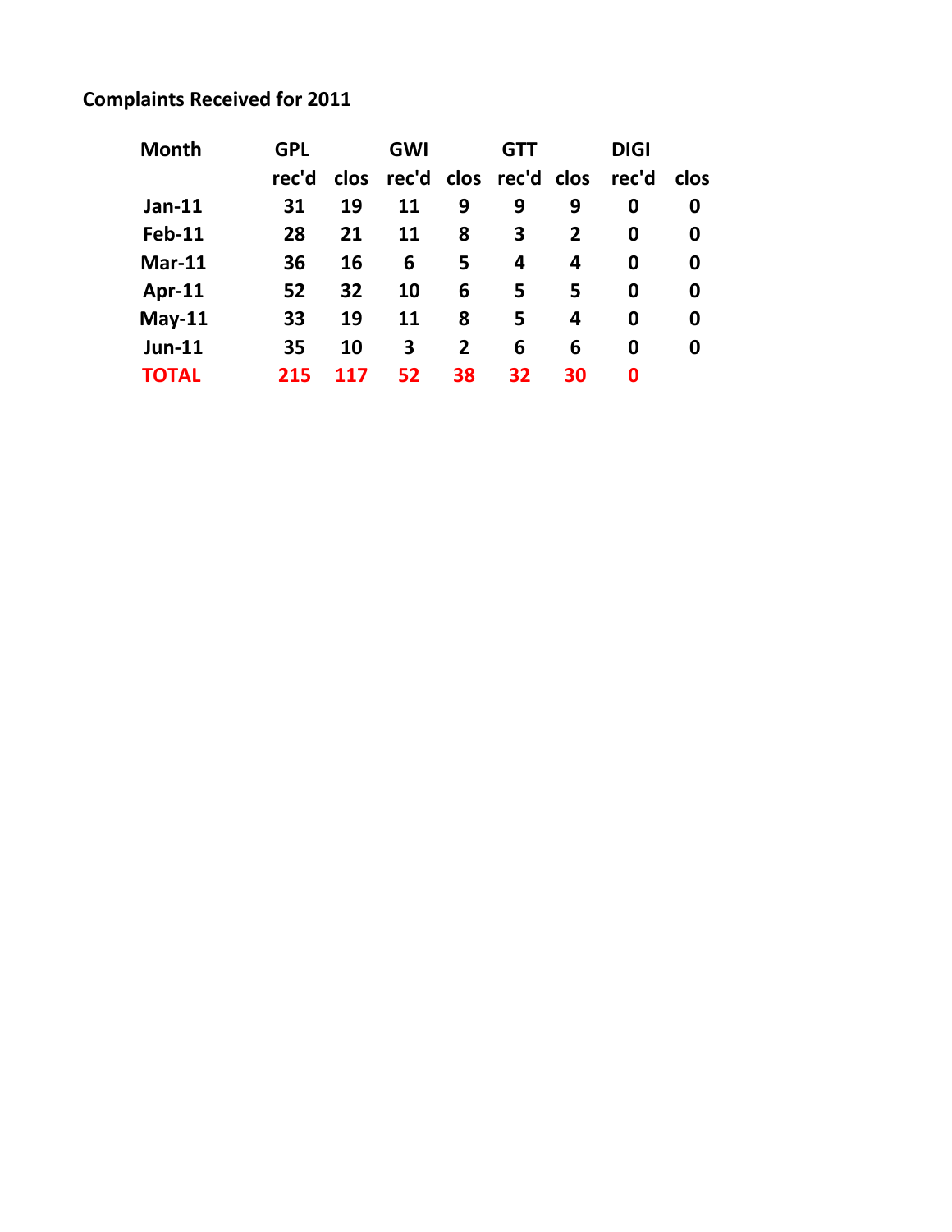**Complaints Received for 2011**

| Month | GPL | | GWI | | GTT | | DIGI | |
|---|---|---|---|---|---|---|---|---|
| | rec'd | clos | rec'd | clos | rec'd | clos | rec'd | clos |
| Jan-11 | 31 | 19 | 11 | 9 | 9 | 9 | 0 | 0 |
| Feb-11 | 28 | 21 | 11 | 8 | 3 | 2 | 0 | 0 |
| Mar-11 | 36 | 16 | 6 | 5 | 4 | 4 | 0 | 0 |
| Apr-11 | 52 | 32 | 10 | 6 | 5 | 5 | 0 | 0 |
| May-11 | 33 | 19 | 11 | 8 | 5 | 4 | 0 | 0 |
| Jun-11 | 35 | 10 | 3 | 2 | 6 | 6 | 0 | 0 |
| TOTAL | 215 | 117 | 52 | 38 | 32 | 30 | 0 | |